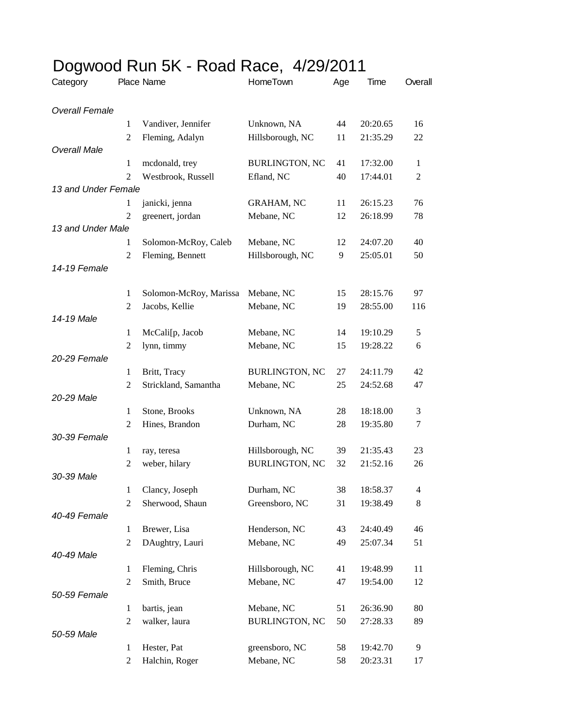# Dogwood Run 5K - Road Race, 4/29/2011

| Category | Place | Name | HomeTown | Age | Time | Overall |
|---|---|---|---|---|---|---|
| *Overall Female* | | | | | | |
| | 1 | Vandiver, Jennifer | Unknown, NA | 44 | 20:20.65 | 16 |
| | 2 | Fleming, Adalyn | Hillsborough, NC | 11 | 21:35.29 | 22 |
| *Overall Male* | | | | | | |
| | 1 | mcdonald, trey | BURLINGTON, NC | 41 | 17:32.00 | 1 |
| | 2 | Westbrook, Russell | Efland, NC | 40 | 17:44.01 | 2 |
| *13 and Under Female* | | | | | | |
| | 1 | janicki, jenna | GRAHAM, NC | 11 | 26:15.23 | 76 |
| | 2 | greenert, jordan | Mebane, NC | 12 | 26:18.99 | 78 |
| *13 and Under Male* | | | | | | |
| | 1 | Solomon-McRoy, Caleb | Mebane, NC | 12 | 24:07.20 | 40 |
| | 2 | Fleming, Bennett | Hillsborough, NC | 9 | 25:05.01 | 50 |
| *14-19 Female* | | | | | | |
| | 1 | Solomon-McRoy, Marissa | Mebane, NC | 15 | 28:15.76 | 97 |
| | 2 | Jacobs, Kellie | Mebane, NC | 19 | 28:55.00 | 116 |
| *14-19 Male* | | | | | | |
| | 1 | McCali[p, Jacob | Mebane, NC | 14 | 19:10.29 | 5 |
| | 2 | lynn, timmy | Mebane, NC | 15 | 19:28.22 | 6 |
| *20-29 Female* | | | | | | |
| | 1 | Britt, Tracy | BURLINGTON, NC | 27 | 24:11.79 | 42 |
| | 2 | Strickland, Samantha | Mebane, NC | 25 | 24:52.68 | 47 |
| *20-29 Male* | | | | | | |
| | 1 | Stone, Brooks | Unknown, NA | 28 | 18:18.00 | 3 |
| | 2 | Hines, Brandon | Durham, NC | 28 | 19:35.80 | 7 |
| *30-39 Female* | | | | | | |
| | 1 | ray, teresa | Hillsborough, NC | 39 | 21:35.43 | 23 |
| | 2 | weber, hilary | BURLINGTON, NC | 32 | 21:52.16 | 26 |
| *30-39 Male* | | | | | | |
| | 1 | Clancy, Joseph | Durham, NC | 38 | 18:58.37 | 4 |
| | 2 | Sherwood, Shaun | Greensboro, NC | 31 | 19:38.49 | 8 |
| *40-49 Female* | | | | | | |
| | 1 | Brewer, Lisa | Henderson, NC | 43 | 24:40.49 | 46 |
| | 2 | DAughtry, Lauri | Mebane, NC | 49 | 25:07.34 | 51 |
| *40-49 Male* | | | | | | |
| | 1 | Fleming, Chris | Hillsborough, NC | 41 | 19:48.99 | 11 |
| | 2 | Smith, Bruce | Mebane, NC | 47 | 19:54.00 | 12 |
| *50-59 Female* | | | | | | |
| | 1 | bartis, jean | Mebane, NC | 51 | 26:36.90 | 80 |
| | 2 | walker, laura | BURLINGTON, NC | 50 | 27:28.33 | 89 |
| *50-59 Male* | | | | | | |
| | 1 | Hester, Pat | greensboro, NC | 58 | 19:42.70 | 9 |
| | 2 | Halchin, Roger | Mebane, NC | 58 | 20:23.31 | 17 |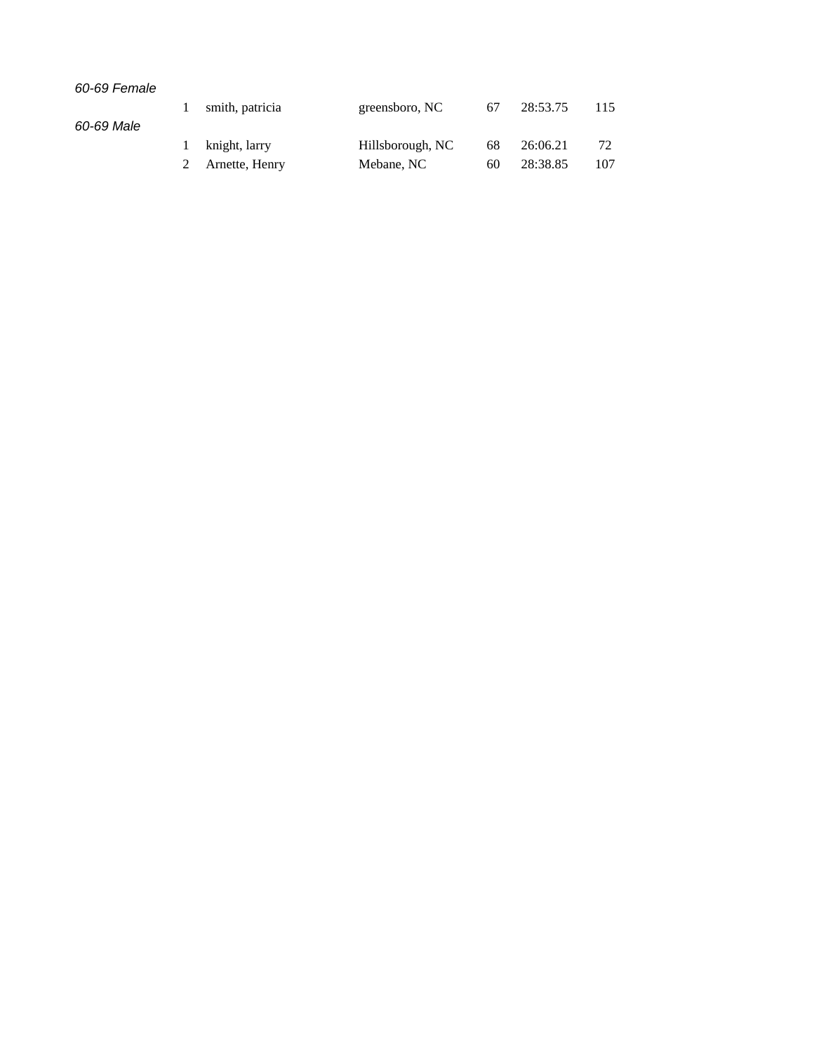*60-69 Female*

| | | | | | |
|---|---|---|---|---|---|
| 1 | smith, patricia | greensboro, NC | 67 | 28:53.75 | 115 |

*60-69 Male*

| | | | | | |
|---|---|---|---|---|---|
| 1 | knight, larry | Hillsborough, NC | 68 | 26:06.21 | 72 |
| 2 | Arnette, Henry | Mebane, NC | 60 | 28:38.85 | 107 |